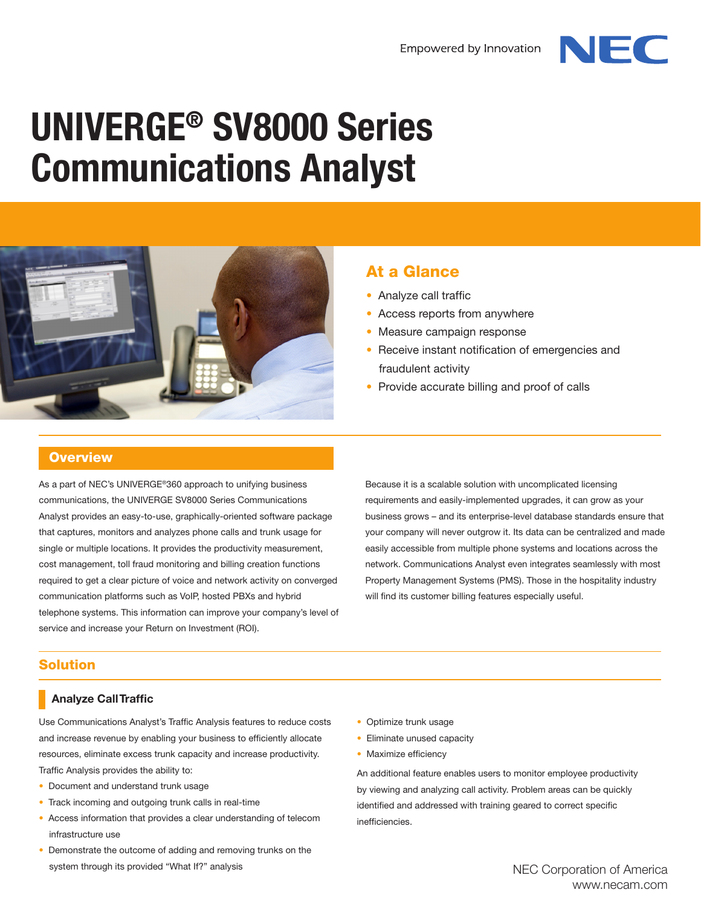Empowered by Innovation

# UNIVERGE® SV8000 Series Communications Analyst

## At a Glance

- Analyze call traffic
- Access reports from anywhere
- Measure campaign response
- Receive instant notification of emergencies and fraudulent activity
- Provide accurate billing and proof of calls

## Overview

As a part of NEC's UNIVERGE®360 approach to unifying business communications, the UNIVERGE SV8000 Series Communications Analyst provides an easy-to-use, graphically-oriented software package that captures, monitors and analyzes phone calls and trunk usage for single or multiple locations. It provides the productivity measurement, cost management, toll fraud monitoring and billing creation functions required to get a clear picture of voice and network activity on converged communication platforms such as VoIP, hosted PBXs and hybrid telephone systems. This information can improve your company's level of service and increase your Return on Investment (ROI).

Because it is a scalable solution with uncomplicated licensing requirements and easily-implemented upgrades, it can grow as your business grows – and its enterprise-level database standards ensure that your company will never outgrow it. Its data can be centralized and made easily accessible from multiple phone systems and locations across the network. Communications Analyst even integrates seamlessly with most Property Management Systems (PMS). Those in the hospitality industry will find its customer billing features especially useful.

## Solution

### Analyze Call Traffic

Use Communications Analyst's Traffic Analysis features to reduce costs and increase revenue by enabling your business to efficiently allocate resources, eliminate excess trunk capacity and increase productivity. Traffic Analysis provides the ability to:

- Document and understand trunk usage
- Track incoming and outgoing trunk calls in real-time
- Access information that provides a clear understanding of telecom infrastructure use
- Demonstrate the outcome of adding and removing trunks on the system through its provided "What If?" analysis
- Optimize trunk usage
- Eliminate unused capacity
- Maximize efficiency

An additional feature enables users to monitor employee productivity by viewing and analyzing call activity. Problem areas can be quickly identified and addressed with training geared to correct specific inefficiencies.

NEC Corporation of America
www.necam.com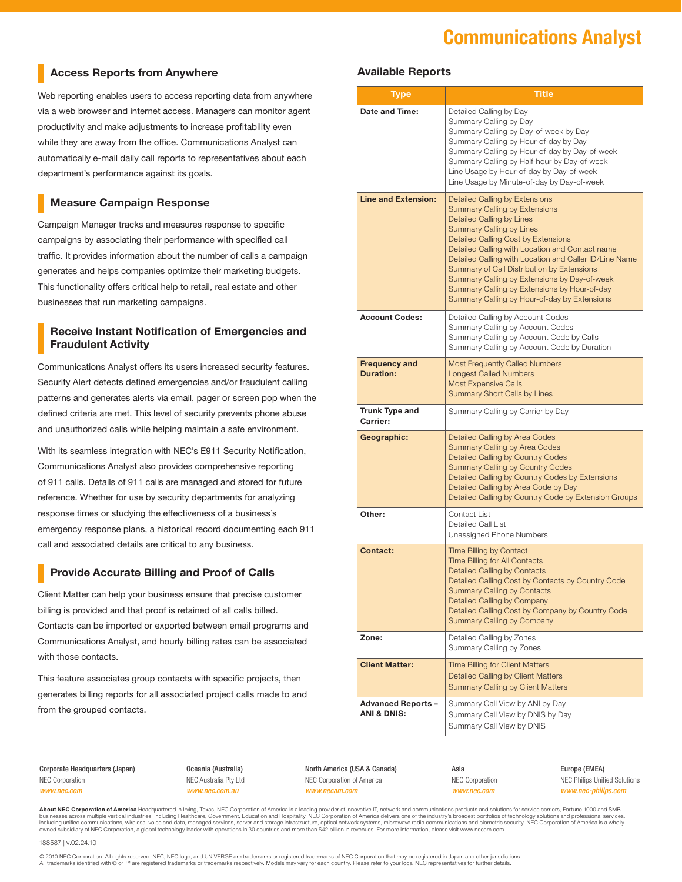# Communications Analyst

## Access Reports from Anywhere

Web reporting enables users to access reporting data from anywhere via a web browser and internet access. Managers can monitor agent productivity and make adjustments to increase profitability even while they are away from the office. Communications Analyst can automatically e-mail daily call reports to representatives about each department's performance against its goals.

## Measure Campaign Response

Campaign Manager tracks and measures response to specific campaigns by associating their performance with specified call traffic. It provides information about the number of calls a campaign generates and helps companies optimize their marketing budgets. This functionality offers critical help to retail, real estate and other businesses that run marketing campaigns.

## Receive Instant Notification of Emergencies and Fraudulent Activity

Communications Analyst offers its users increased security features. Security Alert detects defined emergencies and/or fraudulent calling patterns and generates alerts via email, pager or screen pop when the defined criteria are met. This level of security prevents phone abuse and unauthorized calls while helping maintain a safe environment.

With its seamless integration with NEC's E911 Security Notification, Communications Analyst also provides comprehensive reporting of 911 calls. Details of 911 calls are managed and stored for future reference. Whether for use by security departments for analyzing response times or studying the effectiveness of a business's emergency response plans, a historical record documenting each 911 call and associated details are critical to any business.

## Provide Accurate Billing and Proof of Calls

Client Matter can help your business ensure that precise customer billing is provided and that proof is retained of all calls billed. Contacts can be imported or exported between email programs and Communications Analyst, and hourly billing rates can be associated with those contacts.

This feature associates group contacts with specific projects, then generates billing reports for all associated project calls made to and from the grouped contacts.

## Available Reports

| Type | Title |
|---|---|
| **Date and Time:** | Detailed Calling by Day<br>Summary Calling by Day<br>Summary Calling by Day-of-week by Day<br>Summary Calling by Hour-of-day by Day<br>Summary Calling by Hour-of-day by Day-of-week<br>Summary Calling by Half-hour by Day-of-week<br>Line Usage by Hour-of-day by Day-of-week<br>Line Usage by Minute-of-day by Day-of-week |
| **Line and Extension:** | Detailed Calling by Extensions<br>Summary Calling by Extensions<br>Detailed Calling by Lines<br>Summary Calling by Lines<br>Detailed Calling Cost by Extensions<br>Detailed Calling with Location and Contact name<br>Detailed Calling with Location and Caller ID/Line Name<br>Summary of Call Distribution by Extensions<br>Summary Calling by Extensions by Day-of-week<br>Summary Calling by Extensions by Hour-of-day<br>Summary Calling by Hour-of-day by Extensions |
| **Account Codes:** | Detailed Calling by Account Codes<br>Summary Calling by Account Codes<br>Summary Calling by Account Code by Calls<br>Summary Calling by Account Code by Duration |
| **Frequency and Duration:** | Most Frequently Called Numbers<br>Longest Called Numbers<br>Most Expensive Calls<br>Summary Short Calls by Lines |
| **Trunk Type and Carrier:** | Summary Calling by Carrier by Day |
| **Geographic:** | Detailed Calling by Area Codes<br>Summary Calling by Area Codes<br>Detailed Calling by Country Codes<br>Summary Calling by Country Codes<br>Detailed Calling by Country Codes by Extensions<br>Detailed Calling by Area Code by Day<br>Detailed Calling by Country Code by Extension Groups |
| **Other:** | Contact List<br>Detailed Call List<br>Unassigned Phone Numbers |
| **Contact:** | Time Billing by Contact<br>Time Billing for All Contacts<br>Detailed Calling by Contacts<br>Detailed Calling Cost by Contacts by Country Code<br>Summary Calling by Contacts<br>Detailed Calling by Company<br>Detailed Calling Cost by Company by Country Code<br>Summary Calling by Company |
| **Zone:** | Detailed Calling by Zones<br>Summary Calling by Zones |
| **Client Matter:** | Time Billing for Client Matters<br>Detailed Calling by Client Matters<br>Summary Calling by Client Matters |
| **Advanced Reports – ANI & DNIS:** | Summary Call View by ANI by Day<br>Summary Call View by DNIS by Day<br>Summary Call View by DNIS |

**Corporate Headquarters (Japan)**
NEC Corporation
*www.nec.com*

**Oceania (Australia)**
NEC Australia Pty Ltd
*www.nec.com.au*

**North America (USA & Canada)**
NEC Corporation of America
*www.necam.com*

**Asia**
NEC Corporation
*www.nec.com*

**Europe (EMEA)**
NEC Philips Unified Solutions
*www.nec-philips.com*

**About NEC Corporation of America** Headquartered in Irving, Texas, NEC Corporation of America is a leading provider of innovative IT, network and communications products and solutions for service carriers, Fortune 1000 and SMB businesses across multiple vertical industries, including Healthcare, Government, Education and Hospitality. NEC Corporation of America delivers one of the industry's broadest portfolios of technology solutions and professional services, including unified communications, wireless, voice and data, managed services, server and storage infrastructure, optical network systems, microwave radio communications and biometric security. NEC Corporation of America is a wholly-owned subsidiary of NEC Corporation, a global technology leader with operations in 30 countries and more than $42 billion in revenues. For more information, please visit www.necam.com.

188587 | v.02.24.10

© 2010 NEC Corporation. All rights reserved. NEC, NEC logo, and UNIVERGE are trademarks or registered trademarks of NEC Corporation that may be registered in Japan and other jurisdictions. All trademarks identified with ® or ™ are registered trademarks or trademarks respectively. Models may vary for each country. Please refer to your local NEC representatives for further details.